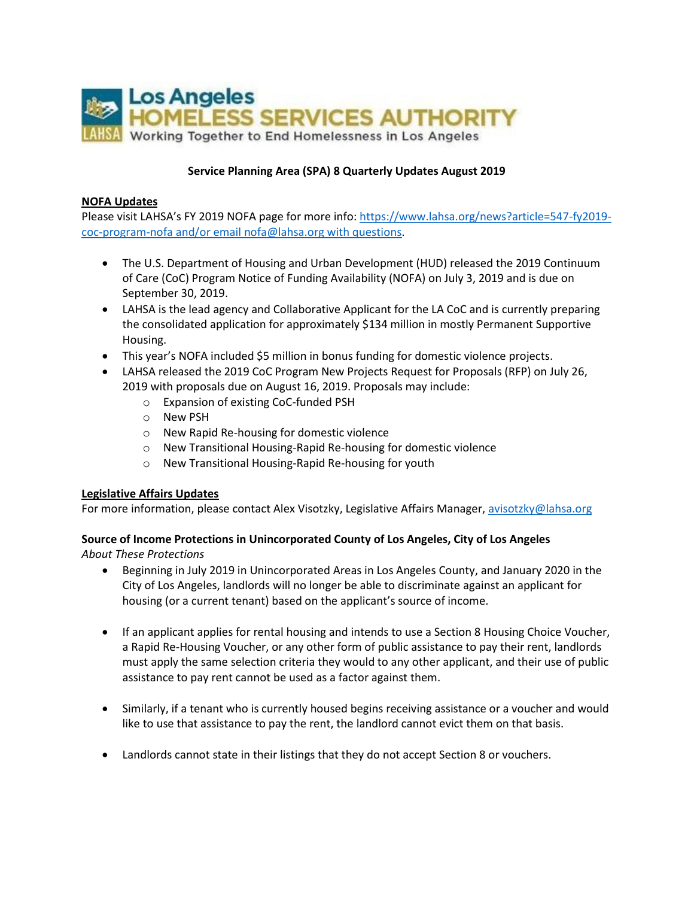Los Angeles HOMELESS SERVICES AUTHORITY
Working Together to End Homelessness in Los Angeles

**Service Planning Area (SPA) 8 Quarterly Updates August 2019**

## NOFA Updates

Please visit LAHSA's FY 2019 NOFA page for more info: https://www.lahsa.org/news?article=547-fy2019-coc-program-nofa and/or email nofa@lahsa.org with questions.

- The U.S. Department of Housing and Urban Development (HUD) released the 2019 Continuum of Care (CoC) Program Notice of Funding Availability (NOFA) on July 3, 2019 and is due on September 30, 2019.
- LAHSA is the lead agency and Collaborative Applicant for the LA CoC and is currently preparing the consolidated application for approximately $134 million in mostly Permanent Supportive Housing.
- This year's NOFA included $5 million in bonus funding for domestic violence projects.
- LAHSA released the 2019 CoC Program New Projects Request for Proposals (RFP) on July 26, 2019 with proposals due on August 16, 2019. Proposals may include:
    - Expansion of existing CoC-funded PSH
    - New PSH
    - New Rapid Re-housing for domestic violence
    - New Transitional Housing-Rapid Re-housing for domestic violence
    - New Transitional Housing-Rapid Re-housing for youth

## Legislative Affairs Updates

For more information, please contact Alex Visotzky, Legislative Affairs Manager, avisotzky@lahsa.org

### Source of Income Protections in Unincorporated County of Los Angeles, City of Los Angeles

*About These Protections*

- Beginning in July 2019 in Unincorporated Areas in Los Angeles County, and January 2020 in the City of Los Angeles, landlords will no longer be able to discriminate against an applicant for housing (or a current tenant) based on the applicant's source of income.

- If an applicant applies for rental housing and intends to use a Section 8 Housing Choice Voucher, a Rapid Re-Housing Voucher, or any other form of public assistance to pay their rent, landlords must apply the same selection criteria they would to any other applicant, and their use of public assistance to pay rent cannot be used as a factor against them.

- Similarly, if a tenant who is currently housed begins receiving assistance or a voucher and would like to use that assistance to pay the rent, the landlord cannot evict them on that basis.

- Landlords cannot state in their listings that they do not accept Section 8 or vouchers.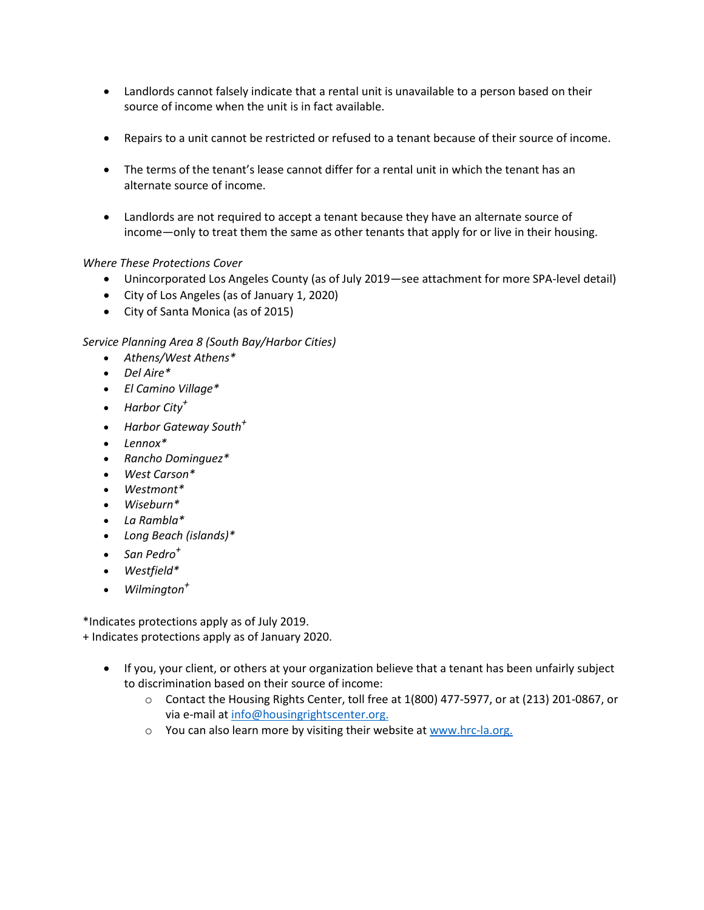- Landlords cannot falsely indicate that a rental unit is unavailable to a person based on their source of income when the unit is in fact available.

- Repairs to a unit cannot be restricted or refused to a tenant because of their source of income.

- The terms of the tenant's lease cannot differ for a rental unit in which the tenant has an alternate source of income.

- Landlords are not required to accept a tenant because they have an alternate source of income—only to treat them the same as other tenants that apply for or live in their housing.

*Where These Protections Cover*

- Unincorporated Los Angeles County (as of July 2019—see attachment for more SPA-level detail)
- City of Los Angeles (as of January 1, 2020)
- City of Santa Monica (as of 2015)

*Service Planning Area 8 (South Bay/Harbor Cities)*

- *Athens/West Athens**
- *Del Aire**
- *El Camino Village**
- *Harbor City*+
- *Harbor Gateway South*+
- *Lennox**
- *Rancho Dominguez**
- *West Carson**
- *Westmont**
- *Wiseburn**
- *La Rambla**
- *Long Beach (islands)**
- *San Pedro*+
- *Westfield**
- *Wilmington*+

*Indicates protections apply as of July 2019.
+ Indicates protections apply as of January 2020.

- If you, your client, or others at your organization believe that a tenant has been unfairly subject to discrimination based on their source of income:
  - Contact the Housing Rights Center, toll free at 1(800) 477-5977, or at (213) 201-0867, or via e-mail at [info@housingrightscenter.org.](mailto:info@housingrightscenter.org)
  - You can also learn more by visiting their website at [www.hrc-la.org.](http://www.hrc-la.org)